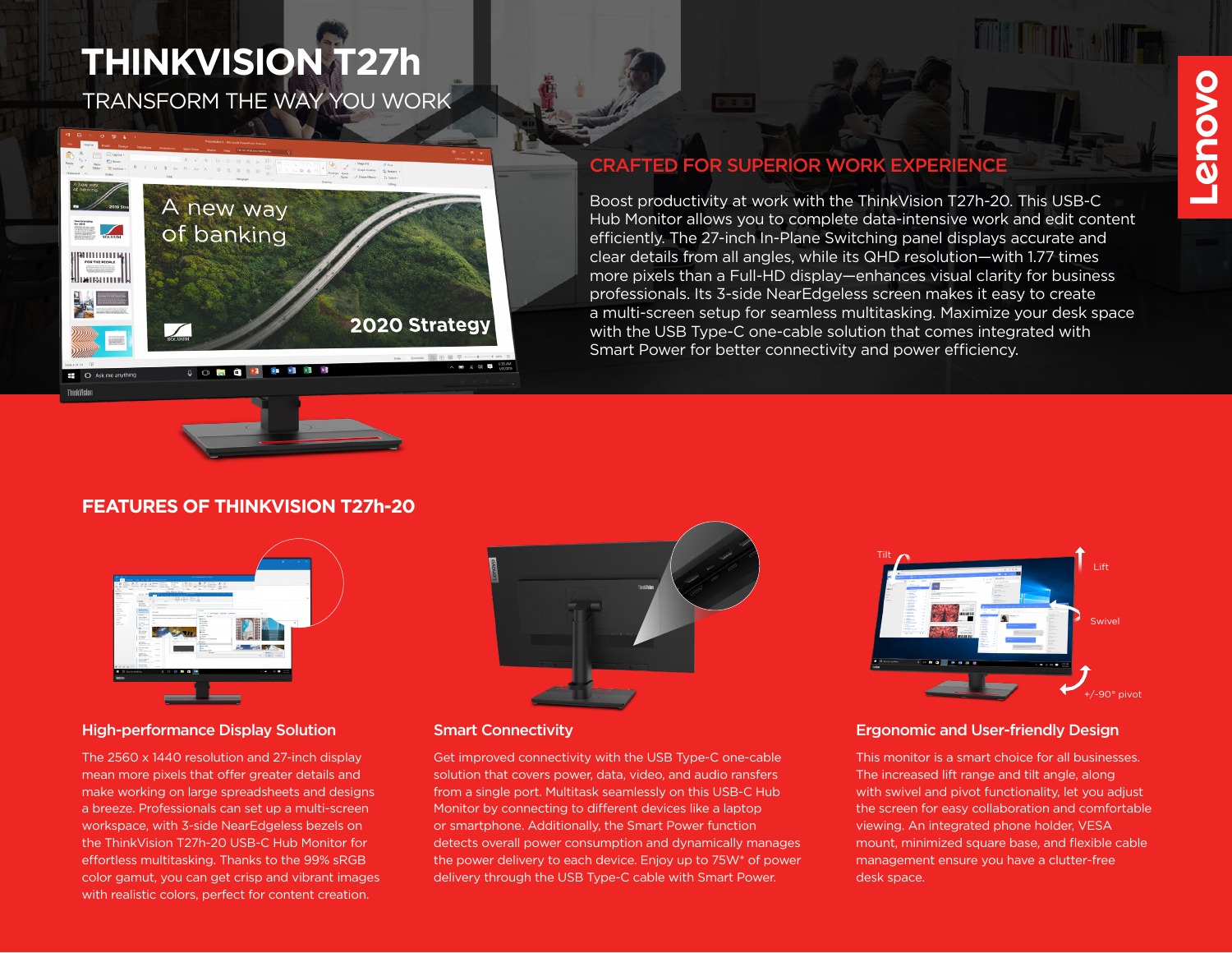# THINKVISION T27h

TRANSFORM THE WAY YOU WORK

## CRAFTED FOR SUPERIOR WORK EXPERIENCE

Boost productivity at work with the ThinkVision T27h-20. This USB-C Hub Monitor allows you to complete data-intensive work and edit content efficiently. The 27-inch In-Plane Switching panel displays accurate and clear details from all angles, while its QHD resolution—with 1.77 times more pixels than a Full-HD display—enhances visual clarity for business professionals. Its 3-side NearEdgeless screen makes it easy to create a multi-screen setup for seamless multitasking. Maximize your desk space with the USB Type-C one-cable solution that comes integrated with Smart Power for better connectivity and power efficiency.

## FEATURES OF THINKVISION T27h-20

### High-performance Display Solution

The 2560 x 1440 resolution and 27-inch display mean more pixels that offer greater details and make working on large spreadsheets and designs a breeze. Professionals can set up a multi-screen workspace, with 3-side NearEdgeless bezels on the ThinkVision T27h-20 USB-C Hub Monitor for effortless multitasking. Thanks to the 99% sRGB color gamut, you can get crisp and vibrant images with realistic colors, perfect for content creation.

### Smart Connectivity

Get improved connectivity with the USB Type-C one-cable solution that covers power, data, video, and audio ransfers from a single port. Multitask seamlessly on this USB-C Hub Monitor by connecting to different devices like a laptop or smartphone. Additionally, the Smart Power function detects overall power consumption and dynamically manages the power delivery to each device. Enjoy up to 75W* of power delivery through the USB Type-C cable with Smart Power.

### Ergonomic and User-friendly Design

This monitor is a smart choice for all businesses. The increased lift range and tilt angle, along with swivel and pivot functionality, let you adjust the screen for easy collaboration and comfortable viewing. An integrated phone holder, VESA mount, minimized square base, and flexible cable management ensure you have a clutter-free desk space.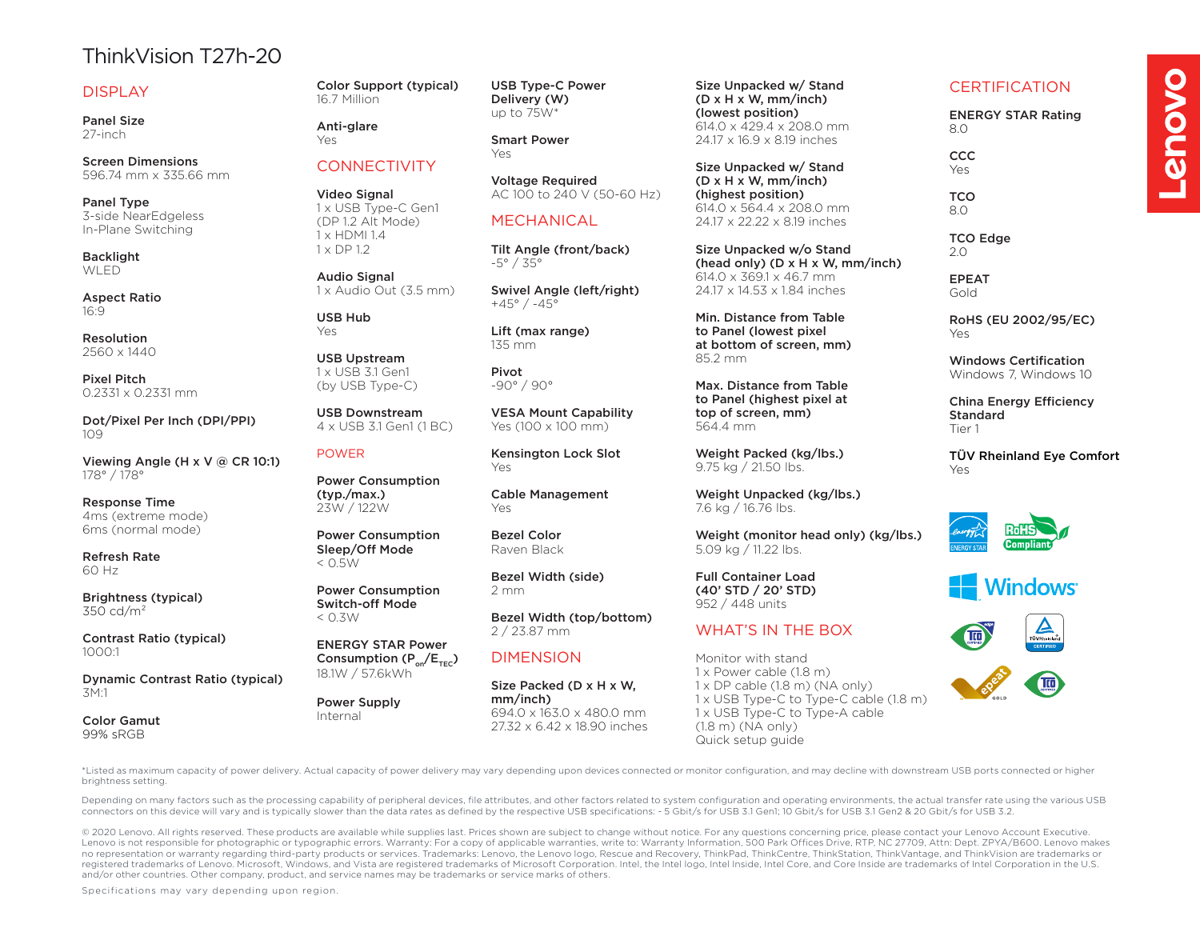# ThinkVision T27h-20

## DISPLAY

**Panel Size**
27-inch

**Screen Dimensions**
596.74 mm x 335.66 mm

**Panel Type**
3-side NearEdgeless
In-Plane Switching

**Backlight**
WLED

**Aspect Ratio**
16:9

**Resolution**
2560 x 1440

**Pixel Pitch**
0.2331 x 0.2331 mm

**Dot/Pixel Per Inch (DPI/PPI)**
109

**Viewing Angle (H x V @ CR 10:1)**
178° / 178°

**Response Time**
4ms (extreme mode)
6ms (normal mode)

**Refresh Rate**
60 Hz

**Brightness (typical)**
350 cd/m²

**Contrast Ratio (typical)**
1000:1

**Dynamic Contrast Ratio (typical)**
3M:1

**Color Gamut**
99% sRGB

**Color Support (typical)**
16.7 Million

**Anti-glare**
Yes

## CONNECTIVITY

**Video Signal**
1 x USB Type-C Gen1
(DP 1.2 Alt Mode)
1 x HDMI 1.4
1 x DP 1.2

**Audio Signal**
1 x Audio Out (3.5 mm)

**USB Hub**
Yes

**USB Upstream**
1 x USB 3.1 Gen1
(by USB Type-C)

**USB Downstream**
4 x USB 3.1 Gen1 (1 BC)

## POWER

**Power Consumption (typ./max.)**
23W / 122W

**Power Consumption Sleep/Off Mode**
< 0.5W

**Power Consumption Switch-off Mode**
< 0.3W

**ENERGY STAR Power Consumption ($P_{on}$/$E_{TEC}$)**
18.1W / 57.6kWh

**Power Supply**
Internal

**USB Type-C Power Delivery (W)**
up to 75W*

**Smart Power**
Yes

**Voltage Required**
AC 100 to 240 V (50-60 Hz)

## MECHANICAL

**Tilt Angle (front/back)**
-5° / 35°

**Swivel Angle (left/right)**
+45° / -45°

**Lift (max range)**
135 mm

**Pivot**
-90° / 90°

**VESA Mount Capability**
Yes (100 x 100 mm)

**Kensington Lock Slot**
Yes

**Cable Management**
Yes

**Bezel Color**
Raven Black

**Bezel Width (side)**
2 mm

**Bezel Width (top/bottom)**
2 / 23.87 mm

## DIMENSION

**Size Packed (D x H x W, mm/inch)**
694.0 x 163.0 x 480.0 mm
27.32 x 6.42 x 18.90 inches

**Size Unpacked w/ Stand (D x H x W, mm/inch) (lowest position)**
614.0 x 429.4 x 208.0 mm
24.17 x 16.9 x 8.19 inches

**Size Unpacked w/ Stand (D x H x W, mm/inch) (highest position)**
614.0 x 564.4 x 208.0 mm
24.17 x 22.22 x 8.19 inches

**Size Unpacked w/o Stand (head only) (D x H x W, mm/inch)**
614.0 x 369.1 x 46.7 mm
24.17 x 14.53 x 1.84 inches

**Min. Distance from Table to Panel (lowest pixel at bottom of screen, mm)**
85.2 mm

**Max. Distance from Table to Panel (highest pixel at top of screen, mm)**
564.4 mm

**Weight Packed (kg/lbs.)**
9.75 kg / 21.50 lbs.

**Weight Unpacked (kg/lbs.)**
7.6 kg / 16.76 lbs.

**Weight (monitor head only) (kg/lbs.)**
5.09 kg / 11.22 lbs.

**Full Container Load (40' STD / 20' STD)**
952 / 448 units

## WHAT'S IN THE BOX

Monitor with stand
1 x Power cable (1.8 m)
1 x DP cable (1.8 m) (NA only)
1 x USB Type-C to Type-C cable (1.8 m)
1 x USB Type-C to Type-A cable (1.8 m) (NA only)
Quick setup guide

## CERTIFICATION

**ENERGY STAR Rating**
8.0

**CCC**
Yes

**TCO**
8.0

**TCO Edge**
2.0

**EPEAT**
Gold

**RoHS (EU 2002/95/EC)**
Yes

**Windows Certification**
Windows 7, Windows 10

**China Energy Efficiency Standard**
Tier 1

**TÜV Rheinland Eye Comfort**
Yes

*Listed as maximum capacity of power delivery. Actual capacity of power delivery may vary depending upon devices connected or monitor configuration, and may decline with downstream USB ports connected or higher brightness setting.

Depending on many factors such as the processing capability of peripheral devices, file attributes, and other factors related to system configuration and operating environments, the actual transfer rate using the various USB connectors on this device will vary and is typically slower than the data rates as defined by the respective USB specifications: - 5 Gbit/s for USB 3.1 Gen1; 10 Gbit/s for USB 3.1 Gen2 & 20 Gbit/s for USB 3.2.

© 2020 Lenovo. All rights reserved. These products are available while supplies last. Prices shown are subject to change without notice. For any questions concerning price, please contact your Lenovo Account Executive. Lenovo is not responsible for photographic or typographic errors. Warranty: For a copy of applicable warranties, write to: Warranty Information, 500 Park Offices Drive, RTP, NC 27709, Attn: Dept. ZPYA/B600. Lenovo makes no representation or warranty regarding third-party products or services. Trademarks: Lenovo, the Lenovo logo, Rescue and Recovery, ThinkPad, ThinkCentre, ThinkStation, ThinkVantage, and ThinkVision are trademarks or registered trademarks of Lenovo. Microsoft, Windows, and Vista are registered trademarks of Microsoft Corporation. Intel, the Intel logo, Intel Inside, Intel Core, and Core Inside are trademarks of Intel Corporation in the U.S. and/or other countries. Other company, product, and service names may be trademarks or service marks of others.

Specifications may vary depending upon region.